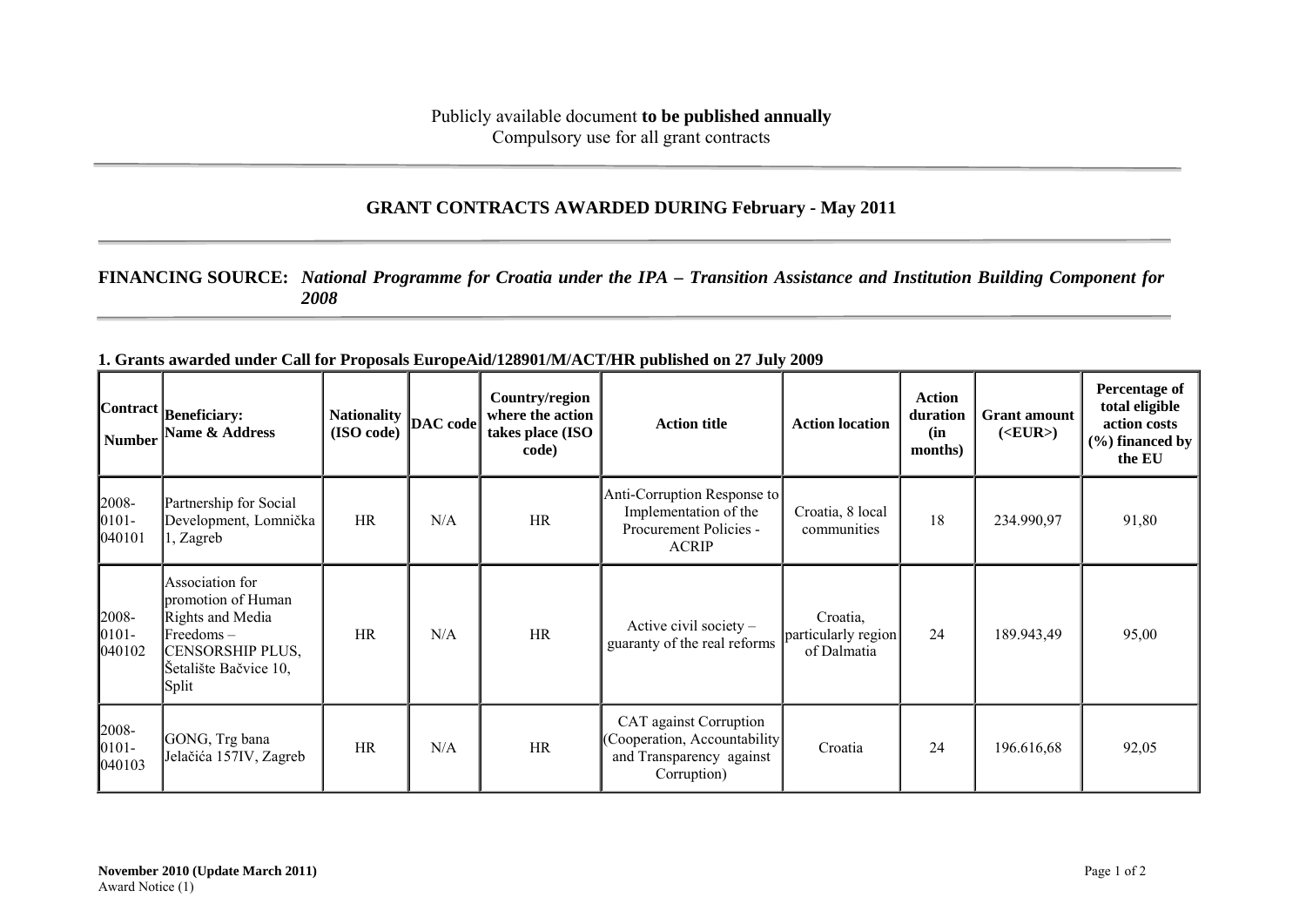Publicly available document **to be published annually**
Compulsory use for all grant contracts

## GRANT CONTRACTS AWARDED DURING February - May 2011

**FINANCING SOURCE:** *National Programme for Croatia under the IPA – Transition Assistance and Institution Building Component for 2008*

**1. Grants awarded under Call for Proposals EuropeAid/128901/M/ACT/HR published on 27 July 2009**

| Contract Number | Beneficiary: Name & Address | Nationality (ISO code) | DAC code | Country/region where the action takes place (ISO code) | Action title | Action location | Action duration (in months) | Grant amount (<EUR>) | Percentage of total eligible action costs (%) financed by the EU |
|---|---|---|---|---|---|---|---|---|---|
| 2008-0101-040101 | Partnership for Social Development, Lomnička 1, Zagreb | HR | N/A | HR | Anti-Corruption Response to Implementation of the Procurement Policies - ACRIP | Croatia, 8 local communities | 18 | 234.990,97 | 91,80 |
| 2008-0101-040102 | Association for promotion of Human Rights and Media Freedoms – CENSORSHIP PLUS, Šetalište Bačvice 10, Split | HR | N/A | HR | Active civil society – guaranty of the real reforms | Croatia, particularly region of Dalmatia | 24 | 189.943,49 | 95,00 |
| 2008-0101-040103 | GONG, Trg bana Jelačića 157IV, Zagreb | HR | N/A | HR | CAT against Corruption (Cooperation, Accountability and Transparency against Corruption) | Croatia | 24 | 196.616,68 | 92,05 |

**November 2010 (Update March 2011)**
Award Notice (1)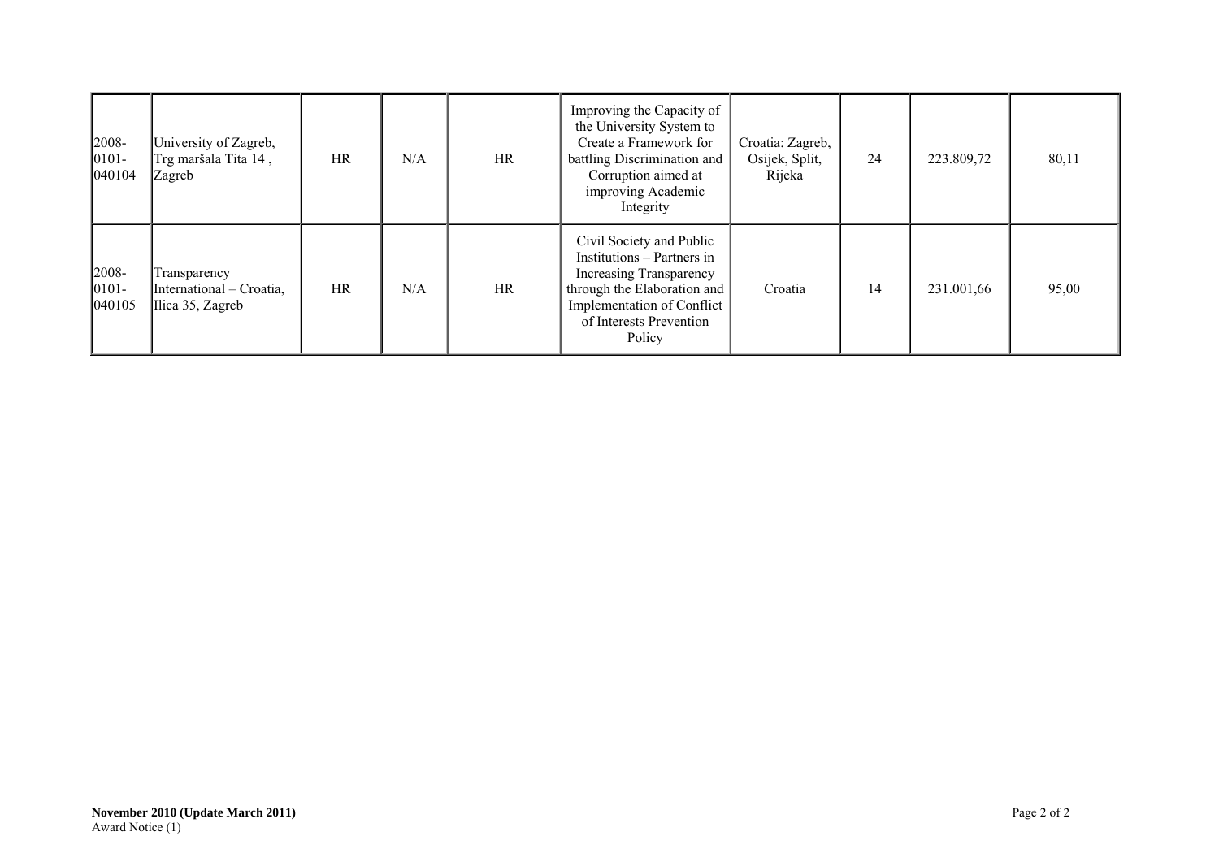| | | | | | | | | | |
|---|---|---|---|---|---|---|---|---|---|
| 2008-0101-040104 | University of Zagreb, Trg maršala Tita 14 , Zagreb | HR | N/A | HR | Improving the Capacity of the University System to Create a Framework for battling Discrimination and Corruption aimed at improving Academic Integrity | Croatia: Zagreb, Osijek, Split, Rijeka | 24 | 223.809,72 | 80,11 |
| 2008-0101-040105 | Transparency International – Croatia, Ilica 35, Zagreb | HR | N/A | HR | Civil Society and Public Institutions – Partners in Increasing Transparency through the Elaboration and Implementation of Conflict of Interests Prevention Policy | Croatia | 14 | 231.001,66 | 95,00 |

**November 2010 (Update March 2011)**
Award Notice (1)